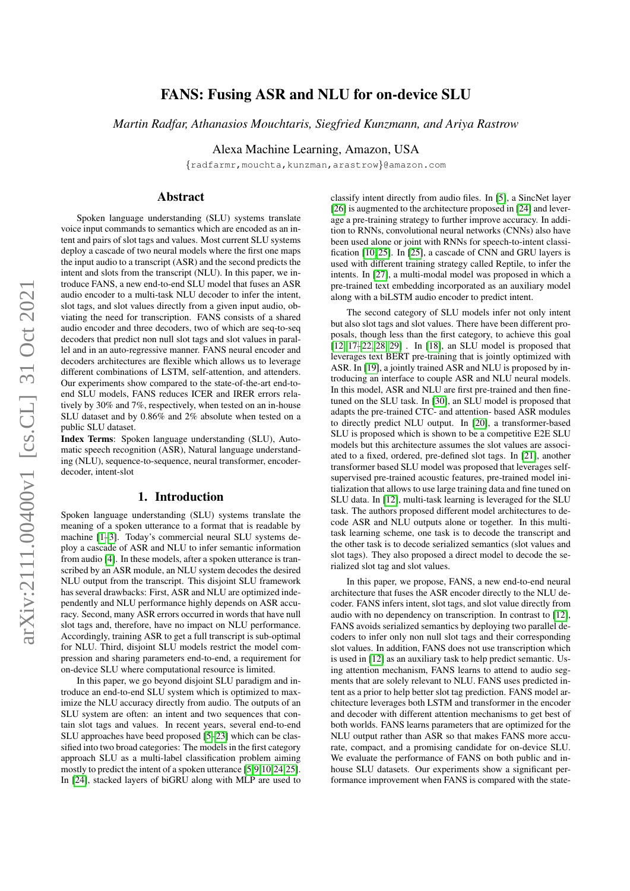# FANS: Fusing ASR and NLU for on-device SLU

*Martin Radfar, Athanasios Mouchtaris, Siegfried Kunzmann, and Ariya Rastrow*

Alexa Machine Learning, Amazon, USA

{radfarmr,mouchta,kunzman,arastrow}@amazon.com

## Abstract

Spoken language understanding (SLU) systems translate voice input commands to semantics which are encoded as an intent and pairs of slot tags and values. Most current SLU systems deploy a cascade of two neural models where the first one maps the input audio to a transcript (ASR) and the second predicts the intent and slots from the transcript (NLU). In this paper, we introduce FANS, a new end-to-end SLU model that fuses an ASR audio encoder to a multi-task NLU decoder to infer the intent, slot tags, and slot values directly from a given input audio, obviating the need for transcription. FANS consists of a shared audio encoder and three decoders, two of which are seq-to-seq decoders that predict non null slot tags and slot values in parallel and in an auto-regressive manner. FANS neural encoder and decoders architectures are flexible which allows us to leverage different combinations of LSTM, self-attention, and attenders. Our experiments show compared to the state-of-the-art end-to-end SLU models, FANS reduces ICER and IRER errors relatively by 30% and 7%, respectively, when tested on an in-house SLU dataset and by 0.86% and 2% absolute when tested on a public SLU dataset.

**Index Terms**: Spoken language understanding (SLU), Automatic speech recognition (ASR), Natural language understanding (NLU), sequence-to-sequence, neural transformer, encoder-decoder, intent-slot

## 1. Introduction

Spoken language understanding (SLU) systems translate the meaning of a spoken utterance to a format that is readable by machine [1–3]. Today's commercial neural SLU systems deploy a cascade of ASR and NLU to infer semantic information from audio [4]. In these models, after a spoken utterance is transcribed by an ASR module, an NLU system decodes the desired NLU output from the transcript. This disjoint SLU framework has several drawbacks: First, ASR and NLU are optimized independently and NLU performance highly depends on ASR accuracy. Second, many ASR errors occurred in words that have null slot tags and, therefore, have no impact on NLU performance. Accordingly, training ASR to get a full transcript is sub-optimal for NLU. Third, disjoint SLU models restrict the model compression and sharing parameters end-to-end, a requirement for on-device SLU where computational resource is limited.

In this paper, we go beyond disjoint SLU paradigm and introduce an end-to-end SLU system which is optimized to maximize the NLU accuracy directly from audio. The outputs of an SLU system are often: an intent and two sequences that contain slot tags and values. In recent years, several end-to-end SLU approaches have been proposed [5–23] which can be classified into two broad categories: The models in the first category approach SLU as a multi-label classification problem aiming mostly to predict the intent of a spoken utterance [5, 9, 10, 24, 25]. In [24], stacked layers of biGRU along with MLP are used to classify intent directly from audio files. In [5], a SincNet layer [26] is augmented to the architecture proposed in [24] and leverage a pre-training strategy to further improve accuracy. In addition to RNNs, convolutional neural networks (CNNs) also have been used alone or joint with RNNs for speech-to-intent classification [10, 25]. In [25], a cascade of CNN and GRU layers is used with different training strategy called Reptile, to infer the intents. In [27], a multi-modal model was proposed in which a pre-trained text embedding incorporated as an auxiliary model along with a biLSTM audio encoder to predict intent.

The second category of SLU models infer not only intent but also slot tags and slot values. There have been different proposals, though less than the first category, to achieve this goal [12, 17–22, 28, 29] . In [18], an SLU model is proposed that leverages text BERT pre-training that is jointly optimized with ASR. In [19], a jointly trained ASR and NLU is proposed by introducing an interface to couple ASR and NLU neural models. In this model, ASR and NLU are first pre-trained and then fine-tuned on the SLU task. In [30], an SLU model is proposed that adapts the pre-trained CTC- and attention- based ASR modules to directly predict NLU output. In [20], a transformer-based SLU is proposed which is shown to be a competitive E2E SLU models but this architecture assumes the slot values are associated to a fixed, ordered, pre-defined slot tags. In [21], another transformer based SLU model was proposed that leverages self-supervised pre-trained acoustic features, pre-trained model initialization that allows to use large training data and fine tuned on SLU data. In [12], multi-task learning is leveraged for the SLU task. The authors proposed different model architectures to decode ASR and NLU outputs alone or together. In this multi-task learning scheme, one task is to decode the transcript and the other task is to decode serialized semantics (slot values and slot tags). They also proposed a direct model to decode the serialized slot tag and slot values.

In this paper, we propose, FANS, a new end-to-end neural architecture that fuses the ASR encoder directly to the NLU decoder. FANS infers intent, slot tags, and slot value directly from audio with no dependency on transcription. In contrast to [12], FANS avoids serialized semantics by deploying two parallel decoders to infer only non null slot tags and their corresponding slot values. In addition, FANS does not use transcription which is used in [12] as an auxiliary task to help predict semantic. Using attention mechanism, FANS learns to attend to audio segments that are solely relevant to NLU. FANS uses predicted intent as a prior to help better slot tag prediction. FANS model architecture leverages both LSTM and transformer in the encoder and decoder with different attention mechanisms to get best of both worlds. FANS learns parameters that are optimized for the NLU output rather than ASR so that makes FANS more accurate, compact, and a promising candidate for on-device SLU. We evaluate the performance of FANS on both public and in-house SLU datasets. Our experiments show a significant performance improvement when FANS is compared with the state-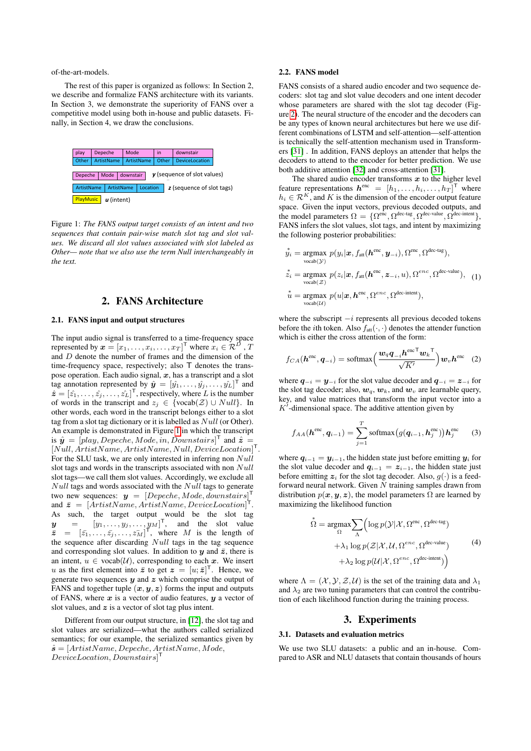of-the-art-models.

The rest of this paper is organized as follows: In Section 2, we describe and formalize FANS architecture with its variants. In Section 3, we demonstrate the superiority of FANS over a competitive model using both in-house and public datasets. Finally, in Section 4, we draw the conclusions.

| play | Depeche | Mode | in | downstair |
|---|---|---|---|---|
| Other | ArtistName | ArtistName | Other | DeviceLocation |

| Depeche | Mode | downstair | $y$ (sequence of slot values) |
|---|---|---|---|
| ArtistName | ArtistName | Location | $z$ (sequence of slot tags) |
| PlayMusic | $u$ (intent) | | |

Figure 1: *The FANS output target consists of an intent and two sequences that contain pair-wise match slot tag and slot values. We discard all slot values associated with slot labeled as Other— note that we also use the term Null interchangeably in the text.*

## 2. FANS Architecture

### 2.1. FANS input and output structures

The input audio signal is transferred to a time-frequency space represented by $\boldsymbol{x} = [x_1, \ldots, x_i, \ldots, x_T]^\intercal$ where $x_i \in \mathcal{R}^D$, $T$ and $D$ denote the number of frames and the dimension of the time-frequency space, respectively; also $\intercal$ denotes the transpose operation. Each audio signal, $\boldsymbol{x}$, has a transcript and a slot tag annotation represented by $\hat{\boldsymbol{y}} = [\hat{y_1}, \ldots, \hat{y_j}, \ldots, \hat{y_L}]^\intercal$ and $\hat{\boldsymbol{z}} = [\hat{z_1}, \ldots, \hat{z_j}, \ldots, \hat{z_L}]^\intercal$, respectively, where $L$ is the number of words in the transcript and $z_j \in \{\text{vocab}(\mathcal{Z}) \cup Null\}$. In other words, each word in the transcript belongs either to a slot tag from a slot tag dictionary or it is labelled as $Null$ (or Other). An example is demonstrated in Figure 1 in which the transcript is $\hat{\boldsymbol{y}} = [play, Depeche, Mode, in, Downstairs]^\intercal$ and $\hat{\boldsymbol{z}} = [Null, ArtistName, ArtistName, Null, DeviceLocation]^\intercal$. For the SLU task, we are only interested in inferring non $Null$ slot tags and words in the transcripts associated with non $Null$ slot tags—we call them slot values. Accordingly, we exclude all $Null$ tags and words associated with the $Null$ tags to generate two new sequences: $\boldsymbol{y} = [Depeche, Mode, downstairs]^\intercal$ and $\bar{\boldsymbol{z}} = [ArtistName, ArtistName, DeviceLocation]^\intercal$. As such, the target output would be the slot tag $\boldsymbol{y} = [y_1, \ldots, y_j, \ldots, y_M]^\intercal$, and the slot value $\bar{\boldsymbol{z}} = [\bar{z_1}, \ldots, \bar{z_j}, \ldots, \bar{z_M}]^\intercal$, where $M$ is the length of the sequence after discarding $Null$ tags in the tag sequence and corresponding slot values. In addition to $\boldsymbol{y}$ and $\bar{\boldsymbol{z}}$, there is an intent, $u \in \text{vocab}(\mathcal{U})$, corresponding to each $\boldsymbol{x}$. We insert $u$ as the first element into $\bar{\boldsymbol{z}}$ to get $\boldsymbol{z} = [u; \bar{\boldsymbol{z}}]^\intercal$. Hence, we generate two sequences $\boldsymbol{y}$ and $\boldsymbol{z}$ which comprise the output of FANS and together tuple $(\boldsymbol{x}, \boldsymbol{y}, \boldsymbol{z})$ forms the input and outputs of FANS, where $\boldsymbol{x}$ is a vector of audio features, $\boldsymbol{y}$ a vector of slot values, and $\boldsymbol{z}$ is a vector of slot tag plus intent.

Different from our output structure, in [12], the slot tag and slot values are serialized—what the authors called serialized semantics; for our example, the serialized semantics given by $\hat{\boldsymbol{s}} = [ArtistName, Depeche, ArtistName, Mode, DeviceLocation, Downstairs]^\intercal$

### 2.2. FANS model

FANS consists of a shared audio encoder and two sequence decoders: slot tag and slot value decoders and one intent decoder whose parameters are shared with the slot tag decoder (Figure 2). The neural structure of the encoder and the decoders can be any types of known neural architectures but here we use different combinations of LSTM and self-attention—self-attention is technically the self-attention mechanism used in Transformers [31] . In addition, FANS deploys an attender that helps the decoders to attend to the encoder for better prediction. We use both additive attention [32] and cross-attention [31].

The shared audio encoder transforms $\boldsymbol{x}$ to the higher level feature representations $\boldsymbol{h}^{\text{enc}} = [h_1, \ldots, h_i, \ldots, h_T]^\intercal$ where $h_i \in \mathcal{R}^K$, and $K$ is the dimension of the encoder output feature space. Given the input vectors, previous decoded outputs, and the model parameters $\Omega = \{\Omega^{\text{enc}}, \Omega^{\text{dec-tag}}, \Omega^{\text{dec-value}}, \Omega^{\text{dec-intent}}\}$, FANS infers the slot values, slot tags, and intent by maximizing the following posterior probabilities:

$$
\begin{aligned}
\overset{*}{y_i} &= \underset{\text{vocab}(\mathcal{Y})}{\text{argmax}}\ p(y_i|\boldsymbol{x}, f_{\text{att}}(\boldsymbol{h}^{\text{enc}}, \boldsymbol{y}_{-i}), \Omega^{\text{enc}}, \Omega^{\text{dec-tag}}), \\
\overset{*}{z_i} &= \underset{\text{vocab}(\mathcal{Z})}{\text{argmax}}\ p(z_i|\boldsymbol{x}, f_{\text{att}}(\boldsymbol{h}^{\text{enc}}, \boldsymbol{z}_{-i}, u), \Omega^{enc}, \Omega^{\text{dec-value}}), \\
\overset{*}{u} &= \underset{\text{vocab}(\mathcal{U})}{\text{argmax}}\ p(u|\boldsymbol{x}, \boldsymbol{h}^{\text{enc}}, \Omega^{enc}, \Omega^{\text{dec-intent}}),
\end{aligned}
\tag{1}
$$

where the subscript $-i$ represents all previous decoded tokens before the $i$th token. Also $f_{\text{att}}(\cdot, \cdot)$ denotes the attender function which is either the cross attention of the form:

$$
f_{CA}(\boldsymbol{h}^{\text{enc}}, \boldsymbol{q}_{-i}) = \text{softmax}\Big(\frac{\boldsymbol{w}_q \boldsymbol{q}_{-i} {\boldsymbol{h}^{\text{enc}}}^\intercal {\boldsymbol{w}_k}^\intercal}{\sqrt{K'}}\Big)\boldsymbol{w}_v \boldsymbol{h}^{\text{enc}} \tag{2}
$$

where $\boldsymbol{q}_{-i} = \boldsymbol{y}_{-i}$ for the slot value decoder and $\boldsymbol{q}_{-i} = \boldsymbol{z}_{-i}$ for the slot tag decoder; also, $\boldsymbol{w}_q$, $\boldsymbol{w}_k$, and $\boldsymbol{w}_v$ are learnable query, key, and value matrices that transform the input vector into a $K'$-dimensional space. The additive attention given by

$$
f_{AA}(\boldsymbol{h}^{\text{enc}}, \boldsymbol{q}_{i-1}) = \sum_{j=1}^{T} \text{softmax}\big(g(\boldsymbol{q}_{i-1}, \boldsymbol{h}_j^{\text{enc}})\big)\boldsymbol{h}_j^{\text{enc}} \tag{3}
$$

where $\boldsymbol{q}_{i-1} = \boldsymbol{y}_{i-1}$, the hidden state just before emitting $\boldsymbol{y}_i$ for the slot value decoder and $\boldsymbol{q}_{i-1} = \boldsymbol{z}_{i-1}$, the hidden state just before emitting $\boldsymbol{z}_i$ for the slot tag decoder. Also, $g(\cdot)$ is a feed-forward neural network. Given $N$ training samples drawn from distribution $p(\boldsymbol{x}, \boldsymbol{y}, \boldsymbol{z})$, the model parameters $\Omega$ are learned by maximizing the likelihood function

$$
\begin{aligned}
\overset{*}{\Omega} = \underset{\Omega}{\text{argmax}} \sum_{\Lambda} \Big( &\log p(\mathcal{Y}|\mathcal{X}, \Omega^{\text{enc}}, \Omega^{\text{dec-tag}}) \\
&+ \lambda_1 \log p(\mathcal{Z}|\mathcal{X}, \mathcal{U}, \Omega^{enc}, \Omega^{\text{dec-value}}) \\
&+ \lambda_2 \log p(\mathcal{U}|\mathcal{X}, \Omega^{enc}, \Omega^{\text{dec-intent}}) \Big)
\end{aligned}
\tag{4}
$$

where $\Lambda = (\mathcal{X}, \mathcal{Y}, \mathcal{Z}, \mathcal{U})$ is the set of the training data and $\lambda_1$ and $\lambda_2$ are two tuning parameters that can control the contribution of each likelihood function during the training process.

## 3. Experiments

### 3.1. Datasets and evaluation metrics

We use two SLU datasets: a public and an in-house. Compared to ASR and NLU datasets that contain thousands of hours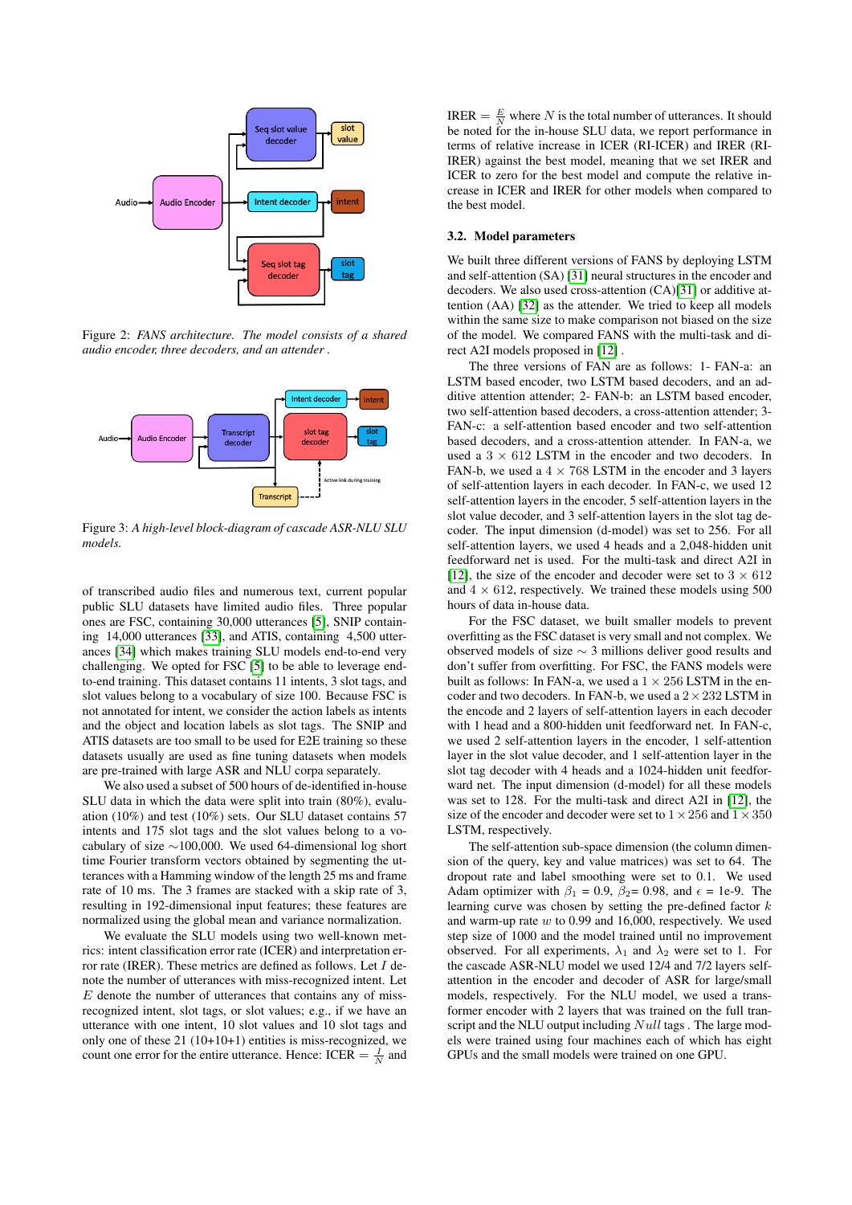Figure 2: *FANS architecture. The model consists of a shared audio encoder, three decoders, and an attender .*

Figure 3: *A high-level block-diagram of cascade ASR-NLU SLU models.*

of transcribed audio files and numerous text, current popular public SLU datasets have limited audio files. Three popular ones are FSC, containing 30,000 utterances [5], SNIP containing 14,000 utterances [33], and ATIS, containing 4,500 utterances [34] which makes training SLU models end-to-end very challenging. We opted for FSC [5] to be able to leverage end-to-end training. This dataset contains 11 intents, 3 slot tags, and slot values belong to a vocabulary of size 100. Because FSC is not annotated for intent, we consider the action labels as intents and the object and location labels as slot tags. The SNIP and ATIS datasets are too small to be used for E2E training so these datasets usually are used as fine tuning datasets when models are pre-trained with large ASR and NLU corpa separately.

We also used a subset of 500 hours of de-identified in-house SLU data in which the data were split into train (80%), evaluation (10%) and test (10%) sets. Our SLU dataset contains 57 intents and 175 slot tags and the slot values belong to a vocabulary of size ~100,000. We used 64-dimensional log short time Fourier transform vectors obtained by segmenting the utterances with a Hamming window of the length 25 ms and frame rate of 10 ms. The 3 frames are stacked with a skip rate of 3, resulting in 192-dimensional input features; these features are normalized using the global mean and variance normalization.

We evaluate the SLU models using two well-known metrics: intent classification error rate (ICER) and interpretation error rate (IRER). These metrics are defined as follows. Let $I$ denote the number of utterances with miss-recognized intent. Let $E$ denote the number of utterances that contains any of miss-recognized intent, slot tags, or slot values; e.g., if we have an utterance with one intent, 10 slot values and 10 slot tags and only one of these 21 (10+10+1) entities is miss-recognized, we count one error for the entire utterance. Hence: ICER $= \frac{I}{N}$ and IRER $= \frac{E}{N}$ where $N$ is the total number of utterances. It should be noted for the in-house SLU data, we report performance in terms of relative increase in ICER (RI-ICER) and IRER (RI-IRER) against the best model, meaning that we set IRER and ICER to zero for the best model and compute the relative increase in ICER and IRER for other models when compared to the best model.

### 3.2. Model parameters

We built three different versions of FANS by deploying LSTM and self-attention (SA) [31] neural structures in the encoder and decoders. We also used cross-attention (CA)[31] or additive attention (AA) [32] as the attender. We tried to keep all models within the same size to make comparison not biased on the size of the model. We compared FANS with the multi-task and direct A2I models proposed in [12] .

The three versions of FAN are as follows: 1- FAN-a: an LSTM based encoder, two LSTM based decoders, and an additive attention attender; 2- FAN-b: an LSTM based encoder, two self-attention based decoders, a cross-attention attender; 3- FAN-c: a self-attention based encoder and two self-attention based decoders, and a cross-attention attender. In FAN-a, we used a $3 \times 612$ LSTM in the encoder and two decoders. In FAN-b, we used a $4 \times 768$ LSTM in the encoder and 3 layers of self-attention layers in each decoder. In FAN-c, we used 12 self-attention layers in the encoder, 5 self-attention layers in the slot value decoder, and 3 self-attention layers in the slot tag decoder. The input dimension (d-model) was set to 256. For all self-attention layers, we used 4 heads and a 2,048-hidden unit feedforward net is used. For the multi-task and direct A2I in [12], the size of the encoder and decoder were set to $3 \times 612$ and $4 \times 612$, respectively. We trained these models using 500 hours of data in-house data.

For the FSC dataset, we built smaller models to prevent overfitting as the FSC dataset is very small and not complex. We observed models of size $\sim 3$ millions deliver good results and don't suffer from overfitting. For FSC, the FANS models were built as follows: In FAN-a, we used a $1 \times 256$ LSTM in the encoder and two decoders. In FAN-b, we used a $2 \times 232$ LSTM in the encode and 2 layers of self-attention layers in each decoder with 1 head and a 800-hidden unit feedforward net. In FAN-c, we used 2 self-attention layers in the encoder, 1 self-attention layer in the slot value decoder, and 1 self-attention layer in the slot tag decoder with 4 heads and a 1024-hidden unit feedforward net. The input dimension (d-model) for all these models was set to 128. For the multi-task and direct A2I in [12], the size of the encoder and decoder were set to $1 \times 256$ and $1 \times 350$ LSTM, respectively.

The self-attention sub-space dimension (the column dimension of the query, key and value matrices) was set to 64. The dropout rate and label smoothing were set to 0.1. We used Adam optimizer with $\beta_1$ = 0.9, $\beta_2$= 0.98, and $\epsilon$ = 1e-9. The learning curve was chosen by setting the pre-defined factor $k$ and warm-up rate $w$ to 0.99 and 16,000, respectively. We used step size of 1000 and the model trained until no improvement observed. For all experiments, $\lambda_1$ and $\lambda_2$ were set to 1. For the cascade ASR-NLU model we used 12/4 and 7/2 layers self-attention in the encoder and decoder of ASR for large/small models, respectively. For the NLU model, we used a transformer encoder with 2 layers that was trained on the full transcript and the NLU output including $Null$ tags . The large models were trained using four machines each of which has eight GPUs and the small models were trained on one GPU.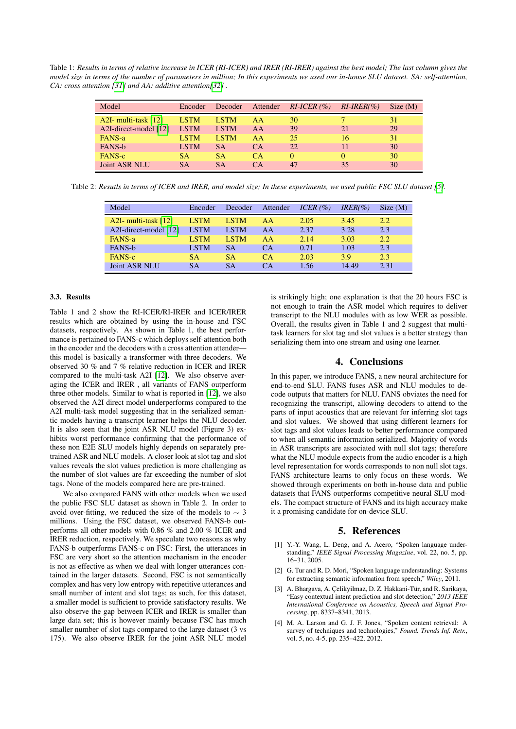Table 1: *Results in terms of relative increase in ICER (RI-ICER) and IRER (RI-IRER) against the best model; The last column gives the model size in terms of the number of parameters in million; In this experiments we used our in-house SLU dataset. SA: self-attention, CA: cross attention [31] and AA: additive attention[32] .*

| Model | Encoder | Decoder | Attender | *RI-ICER (%)* | *RI-IRER(%)* | Size (M) |
|---|---|---|---|---|---|---|
| A2I- multi-task [12] | LSTM | LSTM | AA | 30 | 7 | 31 |
| A2I-direct-model [12] | LSTM | LSTM | AA | 39 | 21 | 29 |
| FANS-a | LSTM | LSTM | AA | 25 | 16 | 31 |
| FANS-b | LSTM | SA | CA | 22 | 11 | 30 |
| FANS-c | SA | SA | CA | 0 | 0 | 30 |
| Joint ASR NLU | SA | SA | CA | 47 | 35 | 30 |

Table 2: *Resutls in terms of ICER and IRER, and model size; In these experiments, we used public FSC SLU dataset [5].*

| Model | Encoder | Decoder | Attender | *ICER (%)* | *IRER(%)* | Size (M) |
|---|---|---|---|---|---|---|
| A2I- multi-task [12] | LSTM | LSTM | AA | 2.05 | 3.45 | 2.2 |
| A2I-direct-model [12] | LSTM | LSTM | AA | 2.37 | 3.28 | 2.3 |
| FANS-a | LSTM | LSTM | AA | 2.14 | 3.03 | 2.2 |
| FANS-b | LSTM | SA | CA | 0.71 | 1.03 | 2.3 |
| FANS-c | SA | SA | CA | 2.03 | 3.9 | 2.3 |
| Joint ASR NLU | SA | SA | CA | 1.56 | 14.49 | 2.31 |

### 3.3. Results

Table 1 and 2 show the RI-ICER/RI-IRER and ICER/IRER results which are obtained by using the in-house and FSC datasets, respectively. As shown in Table 1, the best performance is pertained to FANS-c which deploys self-attention both in the encoder and the decoders with a cross attention attender—this model is basically a transformer with three decoders. We observed 30 % and 7 % relative reduction in ICER and IRER compared to the multi-task A2I [12]. We also observe averaging the ICER and IRER , all variants of FANS outperform three other models. Similar to what is reported in [12], we also observed the A2I direct model underperforms compared to the A2I multi-task model suggesting that in the serialized semantic models having a transcript learner helps the NLU decoder. It is also seen that the joint ASR NLU model (Figure 3) exhibits worst performance confirming that the performance of these non E2E SLU models highly depends on separately pretrained ASR and NLU models. A closer look at slot tag and slot values reveals the slot values prediction is more challenging as the number of slot values are far exceeding the number of slot tags. None of the models compared here are pre-trained.

We also compared FANS with other models when we used the public FSC SLU dataset as shown in Table 2. In order to avoid over-fitting, we reduced the size of the models to $\sim 3$ millions. Using the FSC dataset, we observed FANS-b outperforms all other models with 0.86 % and 2.00 % ICER and IRER reduction, respectively. We speculate two reasons as why FANS-b outperforms FANS-c on FSC: First, the utterances in FSC are very short so the attention mechanism in the encoder is not as effective as when we deal with longer utterances contained in the larger datasets. Second, FSC is not semantically complex and has very low entropy with repetitive utterances and small number of intent and slot tags; as such, for this dataset, a smaller model is sufficient to provide satisfactory results. We also observe the gap between ICER and IRER is smaller than large data set; this is however mainly because FSC has much smaller number of slot tags compared to the large dataset (3 vs 175). We also observe IRER for the joint ASR NLU model is strikingly high; one explanation is that the 20 hours FSC is not enough to train the ASR model which requires to deliver transcript to the NLU modules with as low WER as possible. Overall, the results given in Table 1 and 2 suggest that multi-task learners for slot tag and slot values is a better strategy than serializing them into one stream and using one learner.

## 4. Conclusions

In this paper, we introduce FANS, a new neural architecture for end-to-end SLU. FANS fuses ASR and NLU modules to decode outputs that matters for NLU. FANS obviates the need for recognizing the transcript, allowing decoders to attend to the parts of input acoustics that are relevant for inferring slot tags and slot values. We showed that using different learners for slot tags and slot values leads to better performance compared to when all semantic information serialized. Majority of words in ASR transcripts are associated with null slot tags; therefore what the NLU module expects from the audio encoder is a high level representation for words corresponds to non null slot tags. FANS architecture learns to only focus on these words. We showed through experiments on both in-house data and public datasets that FANS outperforms competitive neural SLU models. The compact structure of FANS and its high accuracy make it a promising candidate for on-device SLU.

## 5. References

[1] Y.-Y. Wang, L. Deng, and A. Acero, "Spoken language understanding," *IEEE Signal Processing Magazine*, vol. 22, no. 5, pp. 16–31, 2005.

[2] G. Tur and R. D. Mori, "Spoken language understanding: Systems for extracting semantic information from speech," *Wiley*, 2011.

[3] A. Bhargava, A. Çelikyilmaz, D. Z. Hakkani-Tür, and R. Sarikaya, "Easy contextual intent prediction and slot detection," *2013 IEEE International Conference on Acoustics, Speech and Signal Processing*, pp. 8337–8341, 2013.

[4] M. A. Larson and G. J. F. Jones, "Spoken content retrieval: A survey of techniques and technologies," *Found. Trends Inf. Retr.*, vol. 5, no. 4-5, pp. 235–422, 2012.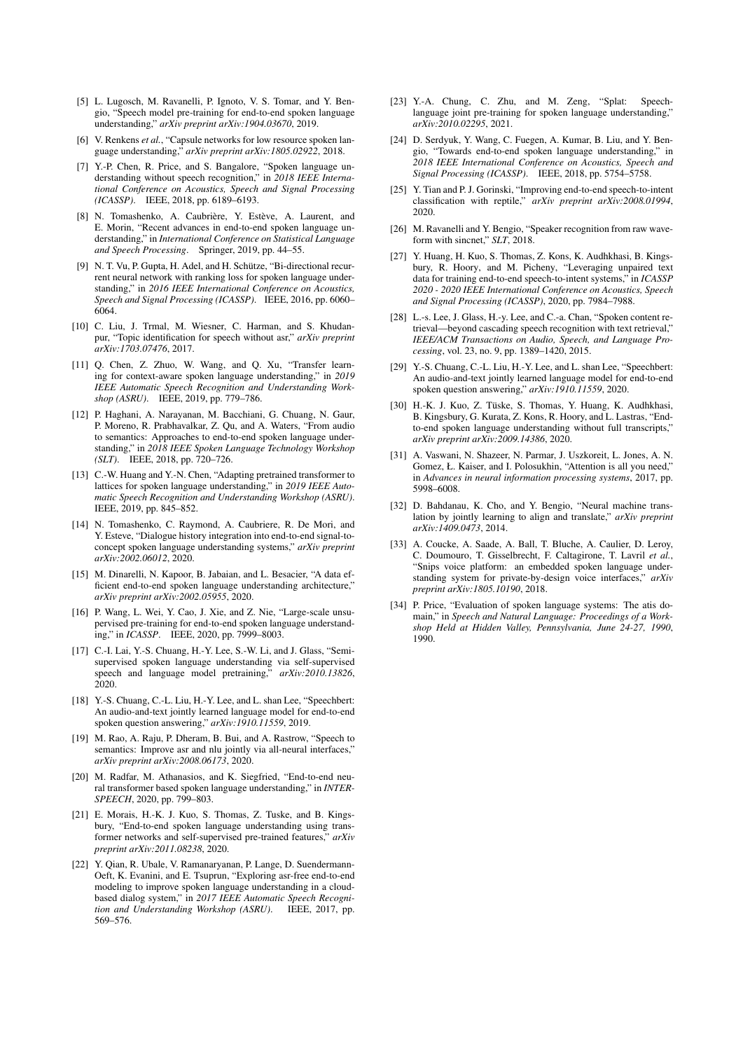[5] L. Lugosch, M. Ravanelli, P. Ignoto, V. S. Tomar, and Y. Bengio, "Speech model pre-training for end-to-end spoken language understanding," *arXiv preprint arXiv:1904.03670*, 2019.

[6] V. Renkens *et al.*, "Capsule networks for low resource spoken language understanding," *arXiv preprint arXiv:1805.02922*, 2018.

[7] Y.-P. Chen, R. Price, and S. Bangalore, "Spoken language understanding without speech recognition," in *2018 IEEE International Conference on Acoustics, Speech and Signal Processing (ICASSP)*. IEEE, 2018, pp. 6189–6193.

[8] N. Tomashenko, A. Caubrière, Y. Estève, A. Laurent, and E. Morin, "Recent advances in end-to-end spoken language understanding," in *International Conference on Statistical Language and Speech Processing*. Springer, 2019, pp. 44–55.

[9] N. T. Vu, P. Gupta, H. Adel, and H. Schütze, "Bi-directional recurrent neural network with ranking loss for spoken language understanding," in *2016 IEEE International Conference on Acoustics, Speech and Signal Processing (ICASSP)*. IEEE, 2016, pp. 6060–6064.

[10] C. Liu, J. Trmal, M. Wiesner, C. Harman, and S. Khudanpur, "Topic identification for speech without asr," *arXiv preprint arXiv:1703.07476*, 2017.

[11] Q. Chen, Z. Zhuo, W. Wang, and Q. Xu, "Transfer learning for context-aware spoken language understanding," in *2019 IEEE Automatic Speech Recognition and Understanding Workshop (ASRU)*. IEEE, 2019, pp. 779–786.

[12] P. Haghani, A. Narayanan, M. Bacchiani, G. Chuang, N. Gaur, P. Moreno, R. Prabhavalkar, Z. Qu, and A. Waters, "From audio to semantics: Approaches to end-to-end spoken language understanding," in *2018 IEEE Spoken Language Technology Workshop (SLT)*. IEEE, 2018, pp. 720–726.

[13] C.-W. Huang and Y.-N. Chen, "Adapting pretrained transformer to lattices for spoken language understanding," in *2019 IEEE Automatic Speech Recognition and Understanding Workshop (ASRU)*. IEEE, 2019, pp. 845–852.

[14] N. Tomashenko, C. Raymond, A. Caubriere, R. De Mori, and Y. Esteve, "Dialogue history integration into end-to-end signal-to-concept spoken language understanding systems," *arXiv preprint arXiv:2002.06012*, 2020.

[15] M. Dinarelli, N. Kapoor, B. Jabaian, and L. Besacier, "A data efficient end-to-end spoken language understanding architecture," *arXiv preprint arXiv:2002.05955*, 2020.

[16] P. Wang, L. Wei, Y. Cao, J. Xie, and Z. Nie, "Large-scale unsupervised pre-training for end-to-end spoken language understanding," in *ICASSP*. IEEE, 2020, pp. 7999–8003.

[17] C.-I. Lai, Y.-S. Chuang, H.-Y. Lee, S.-W. Li, and J. Glass, "Semi-supervised spoken language understanding via self-supervised speech and language model pretraining," *arXiv:2010.13826*, 2020.

[18] Y.-S. Chuang, C.-L. Liu, H.-Y. Lee, and L. shan Lee, "Speechbert: An audio-and-text jointly learned language model for end-to-end spoken question answering," *arXiv:1910.11559*, 2019.

[19] M. Rao, A. Raju, P. Dheram, B. Bui, and A. Rastrow, "Speech to semantics: Improve asr and nlu jointly via all-neural interfaces," *arXiv preprint arXiv:2008.06173*, 2020.

[20] M. Radfar, M. Athanasios, and K. Siegfried, "End-to-end neural transformer based spoken language understanding," in *INTERSPEECH*, 2020, pp. 799–803.

[21] E. Morais, H.-K. J. Kuo, S. Thomas, Z. Tuske, and B. Kingsbury, "End-to-end spoken language understanding using transformer networks and self-supervised pre-trained features," *arXiv preprint arXiv:2011.08238*, 2020.

[22] Y. Qian, R. Ubale, V. Ramanaryanan, P. Lange, D. Suendermann-Oeft, K. Evanini, and E. Tsuprun, "Exploring asr-free end-to-end modeling to improve spoken language understanding in a cloud-based dialog system," in *2017 IEEE Automatic Speech Recognition and Understanding Workshop (ASRU)*. IEEE, 2017, pp. 569–576.

[23] Y.-A. Chung, C. Zhu, and M. Zeng, "Splat: Speech-language joint pre-training for spoken language understanding," *arXiv:2010.02295*, 2021.

[24] D. Serdyuk, Y. Wang, C. Fuegen, A. Kumar, B. Liu, and Y. Bengio, "Towards end-to-end spoken language understanding," in *2018 IEEE International Conference on Acoustics, Speech and Signal Processing (ICASSP)*. IEEE, 2018, pp. 5754–5758.

[25] Y. Tian and P. J. Gorinski, "Improving end-to-end speech-to-intent classification with reptile," *arXiv preprint arXiv:2008.01994*, 2020.

[26] M. Ravanelli and Y. Bengio, "Speaker recognition from raw waveform with sincnet," *SLT*, 2018.

[27] Y. Huang, H. Kuo, S. Thomas, Z. Kons, K. Audhkhasi, B. Kingsbury, R. Hoory, and M. Picheny, "Leveraging unpaired text data for training end-to-end speech-to-intent systems," in *ICASSP 2020 - 2020 IEEE International Conference on Acoustics, Speech and Signal Processing (ICASSP)*, 2020, pp. 7984–7988.

[28] L.-s. Lee, J. Glass, H.-y. Lee, and C.-a. Chan, "Spoken content retrieval—beyond cascading speech recognition with text retrieval," *IEEE/ACM Transactions on Audio, Speech, and Language Processing*, vol. 23, no. 9, pp. 1389–1420, 2015.

[29] Y.-S. Chuang, C.-L. Liu, H.-Y. Lee, and L. shan Lee, "Speechbert: An audio-and-text jointly learned language model for end-to-end spoken question answering," *arXiv:1910.11559*, 2020.

[30] H.-K. J. Kuo, Z. Tüske, S. Thomas, Y. Huang, K. Audhkhasi, B. Kingsbury, G. Kurata, Z. Kons, R. Hoory, and L. Lastras, "End-to-end spoken language understanding without full transcripts," *arXiv preprint arXiv:2009.14386*, 2020.

[31] A. Vaswani, N. Shazeer, N. Parmar, J. Uszkoreit, L. Jones, A. N. Gomez, Ł. Kaiser, and I. Polosukhin, "Attention is all you need," in *Advances in neural information processing systems*, 2017, pp. 5998–6008.

[32] D. Bahdanau, K. Cho, and Y. Bengio, "Neural machine translation by jointly learning to align and translate," *arXiv preprint arXiv:1409.0473*, 2014.

[33] A. Coucke, A. Saade, A. Ball, T. Bluche, A. Caulier, D. Leroy, C. Doumouro, T. Gisselbrecht, F. Caltagirone, T. Lavril *et al.*, "Snips voice platform: an embedded spoken language understanding system for private-by-design voice interfaces," *arXiv preprint arXiv:1805.10190*, 2018.

[34] P. Price, "Evaluation of spoken language systems: The atis domain," in *Speech and Natural Language: Proceedings of a Workshop Held at Hidden Valley, Pennsylvania, June 24-27, 1990*, 1990.